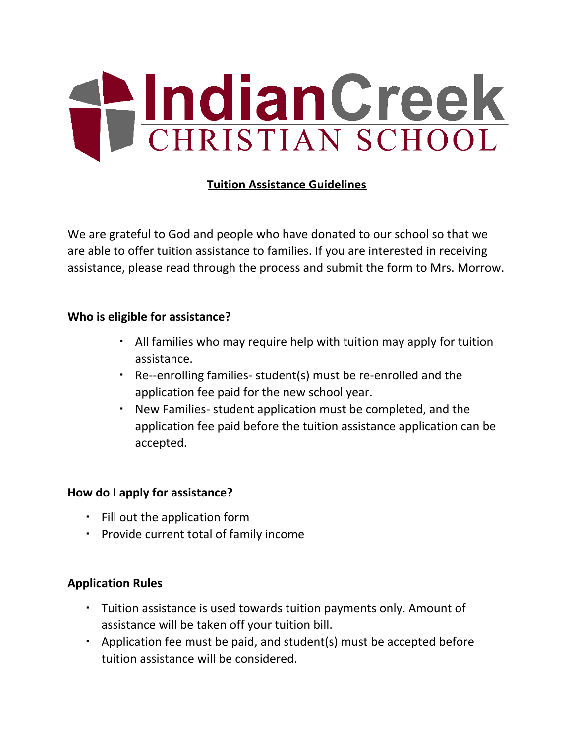# Indian Creek Christian School

## Tuition Assistance Guidelines

We are grateful to God and people who have donated to our school so that we are able to offer tuition assistance to families. If you are interested in receiving assistance, please read through the process and submit the form to Mrs. Morrow.

**Who is eligible for assistance?**

- All families who may require help with tuition may apply for tuition assistance.
- Re--enrolling families- student(s) must be re-enrolled and the application fee paid for the new school year.
- New Families- student application must be completed, and the application fee paid before the tuition assistance application can be accepted.

**How do I apply for assistance?**

- Fill out the application form
- Provide current total of family income

**Application Rules**

- Tuition assistance is used towards tuition payments only. Amount of assistance will be taken off your tuition bill.
- Application fee must be paid, and student(s) must be accepted before tuition assistance will be considered.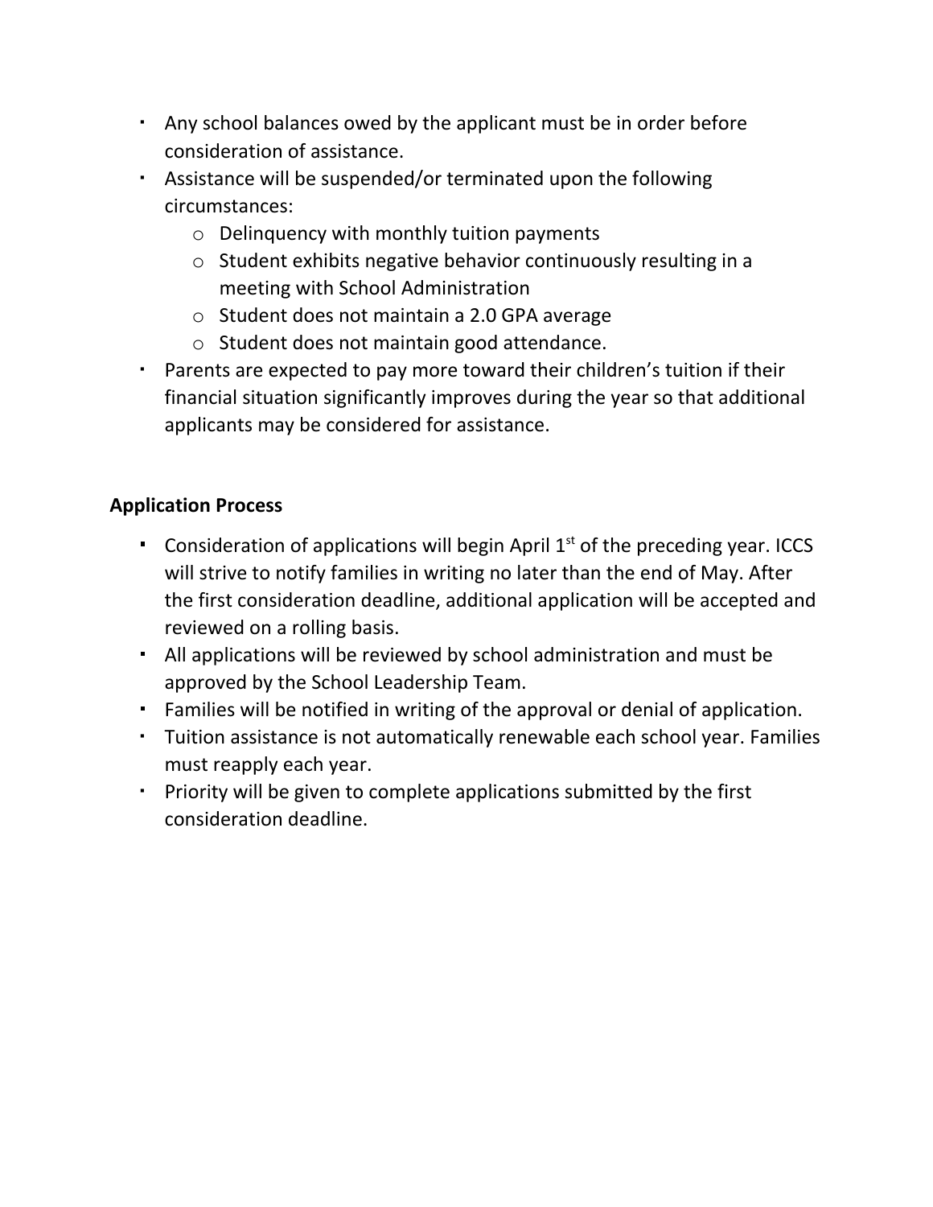- Any school balances owed by the applicant must be in order before consideration of assistance.
- Assistance will be suspended/or terminated upon the following circumstances:
  - Delinquency with monthly tuition payments
  - Student exhibits negative behavior continuously resulting in a meeting with School Administration
  - Student does not maintain a 2.0 GPA average
  - Student does not maintain good attendance.
- Parents are expected to pay more toward their children's tuition if their financial situation significantly improves during the year so that additional applicants may be considered for assistance.

**Application Process**

- Consideration of applications will begin April 1st of the preceding year. ICCS will strive to notify families in writing no later than the end of May. After the first consideration deadline, additional application will be accepted and reviewed on a rolling basis.
- All applications will be reviewed by school administration and must be approved by the School Leadership Team.
- Families will be notified in writing of the approval or denial of application.
- Tuition assistance is not automatically renewable each school year. Families must reapply each year.
- Priority will be given to complete applications submitted by the first consideration deadline.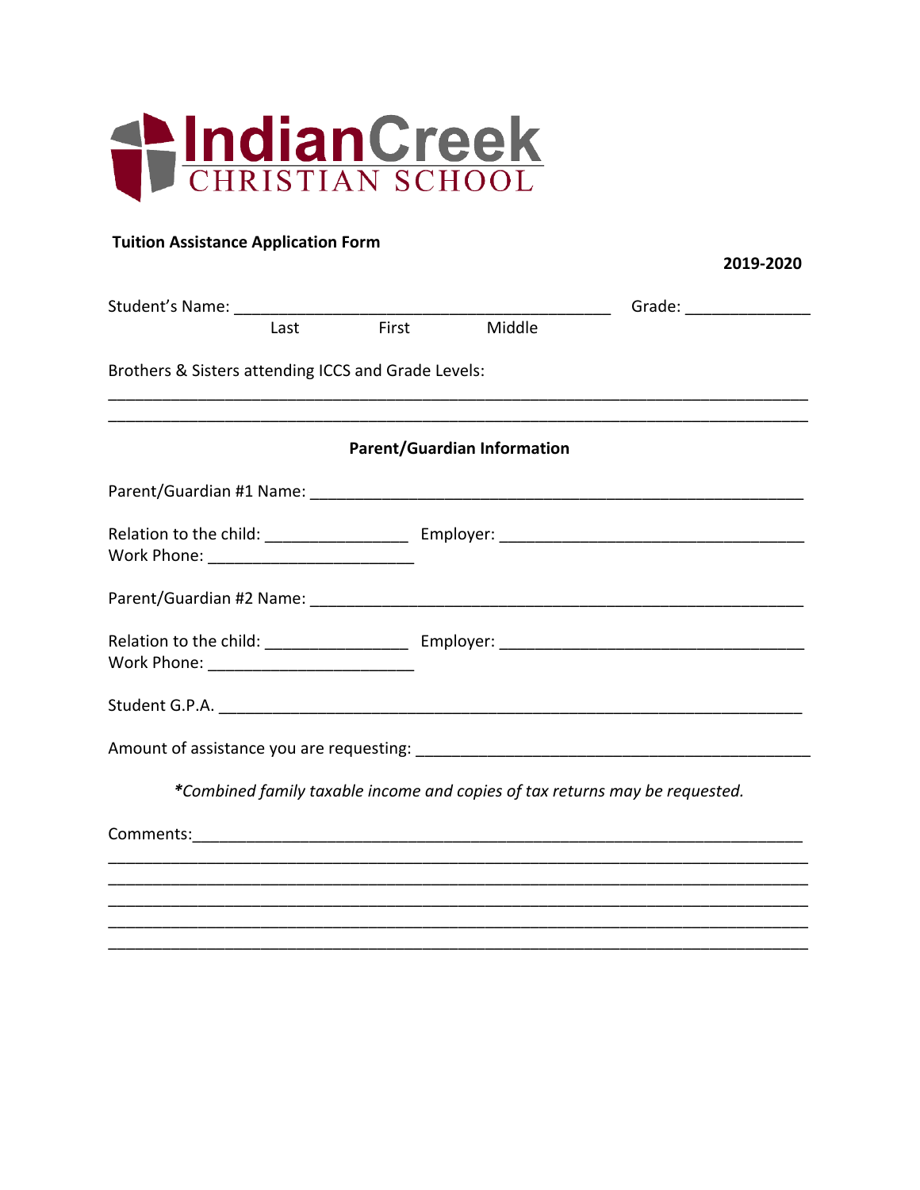# IndianCreek CHRISTIAN SCHOOL

**Tuition Assistance Application Form**

**2019-2020**

Student's Name: ____________________________________________ Grade: ______________

Last First Middle

Brothers & Sisters attending ICCS and Grade Levels:

________________________________________________________________________________

________________________________________________________________________________

## Parent/Guardian Information

Parent/Guardian #1 Name: _________________________________________________________

Relation to the child: ________________ Employer: __________________________________

Work Phone: _______________________

Parent/Guardian #2 Name: _________________________________________________________

Relation to the child: ________________ Employer: __________________________________

Work Phone: _______________________

Student G.P.A. ___________________________________________________________________

Amount of assistance you are requesting: ____________________________________________

*\*Combined family taxable income and copies of tax returns may be requested.*

Comments:_______________________________________________________________________

________________________________________________________________________________

________________________________________________________________________________

________________________________________________________________________________

________________________________________________________________________________

________________________________________________________________________________